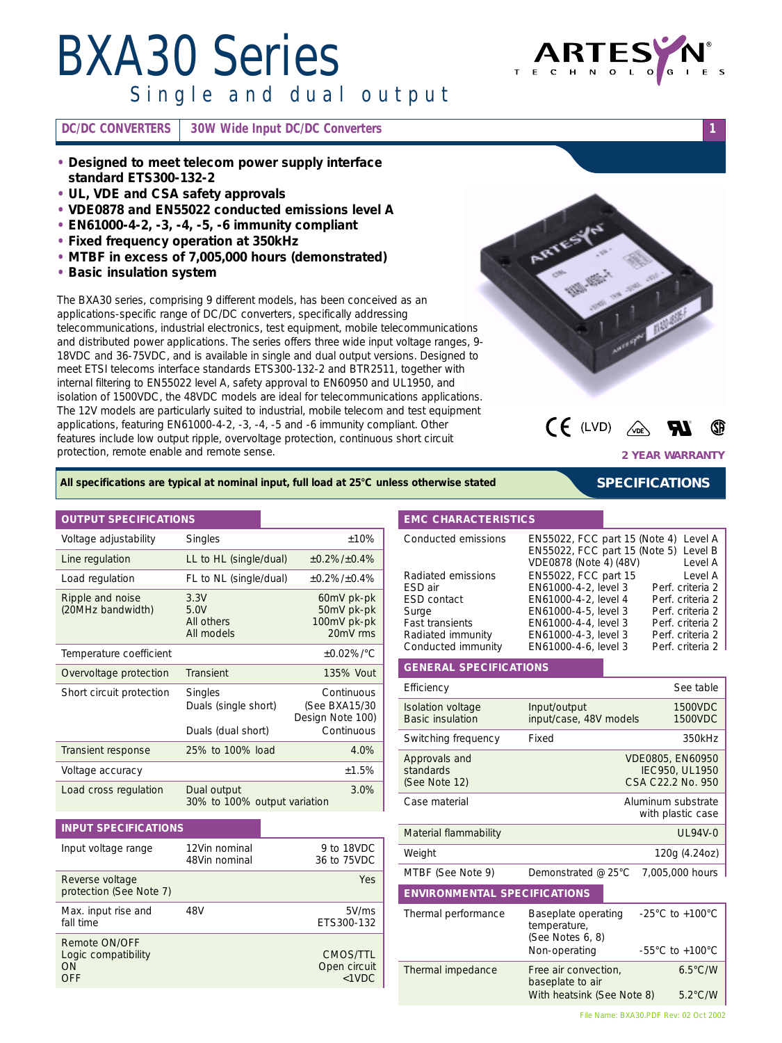# BXA30 Series

Single and dual output

**DC/DC CONVERTERS** | **30W Wide Input DC/DC Converters**

- **Designed to meet telecom power supply interface standard ETS300-132-2**
- **UL, VDE and CSA safety approvals**
- **VDE0878 and EN55022 conducted emissions level A**
- **EN61000-4-2, -3, -4, -5, -6 immunity compliant**
- **Fixed frequency operation at 350kHz**
- **MTBF in excess of 7,005,000 hours (demonstrated)**
- **Basic insulation system**

The BXA30 series, comprising 9 different models, has been conceived as an applications-specific range of DC/DC converters, specifically addressing telecommunications, industrial electronics, test equipment, mobile telecommunications and distributed power applications. The series offers three wide input voltage ranges, 9-18VDC and 36-75VDC, and is available in single and dual output versions. Designed to meet ETSI telecoms interface standards ETS300-132-2 and BTR2511, together with internal filtering to EN55022 level A, safety approval to EN60950 and UL1950, and isolation of 1500VDC, the 48VDC models are ideal for telecommunications applications. The 12V models are particularly suited to industrial, mobile telecom and test equipment applications, featuring EN61000-4-2, -3, -4, -5 and -6 immunity compliant. Other features include low output ripple, overvoltage protection, continuous short circuit protection, remote enable and remote sense.

CE (LVD)

**2 YEAR WARRANTY**

**All specifications are typical at nominal input, full load at 25°C unless otherwise stated**

## SPECIFICATIONS

### OUTPUT SPECIFICATIONS

| | | |
|---|---|---|
| Voltage adjustability | Singles | ±10% |
| Line regulation | LL to HL (single/dual) | ±0.2%/±0.4% |
| Load regulation | FL to NL (single/dual) | ±0.2%/±0.4% |
| Ripple and noise (20MHz bandwidth) | 3.3V<br>5.0V<br>All others<br>All models | 60mV pk-pk<br>50mV pk-pk<br>100mV pk-pk<br>20mV rms |
| Temperature coefficient | | ±0.02%/°C |
| Overvoltage protection | Transient | 135% Vout |
| Short circuit protection | Singles<br>Duals (single short)<br><br>Duals (dual short) | Continuous<br>(See BXA15/30 Design Note 100)<br>Continuous |
| Transient response | 25% to 100% load | 4.0% |
| Voltage accuracy | | ±1.5% |
| Load cross regulation | Dual output<br>30% to 100% output variation | 3.0% |

### INPUT SPECIFICATIONS

| | | |
|---|---|---|
| Input voltage range | 12Vin nominal<br>48Vin nominal | 9 to 18VDC<br>36 to 75VDC |
| Reverse voltage protection (See Note 7) | | Yes |
| Max. input rise and fall time | 48V | 5V/ms<br>ETS300-132 |
| Remote ON/OFF<br>Logic compatibility<br>ON<br>OFF | | <br>CMOS/TTL<br>Open circuit<br><1VDC |

### EMC CHARACTERISTICS

| | | |
|---|---|---|
| Conducted emissions | EN55022, FCC part 15 (Note 4)<br>EN55022, FCC part 15 (Note 5)<br>VDE0878 (Note 4) (48V) | Level A<br>Level B<br>Level A |
| Radiated emissions | EN55022, FCC part 15 | Level A |
| ESD air | EN61000-4-2, level 3 | Perf. criteria 2 |
| ESD contact | EN61000-4-2, level 4 | Perf. criteria 2 |
| Surge | EN61000-4-5, level 3 | Perf. criteria 2 |
| Fast transients | EN61000-4-4, level 3 | Perf. criteria 2 |
| Radiated immunity | EN61000-4-3, level 3 | Perf. criteria 2 |
| Conducted immunity | EN61000-4-6, level 3 | Perf. criteria 2 |

### GENERAL SPECIFICATIONS

| | | |
|---|---|---|
| Efficiency | | See table |
| Isolation voltage<br>Basic insulation | Input/output<br>input/case, 48V models | 1500VDC<br>1500VDC |
| Switching frequency | Fixed | 350kHz |
| Approvals and standards (See Note 12) | | VDE0805, EN60950<br>IEC950, UL1950<br>CSA C22.2 No. 950 |
| Case material | | Aluminum substrate with plastic case |
| Material flammability | | UL94V-0 |
| Weight | | 120g (4.24oz) |
| MTBF (See Note 9) | Demonstrated @ 25°C | 7,005,000 hours |

### ENVIRONMENTAL SPECIFICATIONS

| | | |
|---|---|---|
| Thermal performance | Baseplate operating temperature, (See Notes 6, 8)<br>Non-operating | -25°C to +100°C<br><br>-55°C to +100°C |
| Thermal impedance | Free air convection, baseplate to air<br>With heatsink (See Note 8) | 6.5°C/W<br><br>5.2°C/W |

File Name: BXA30.PDF Rev: 02 Oct 2002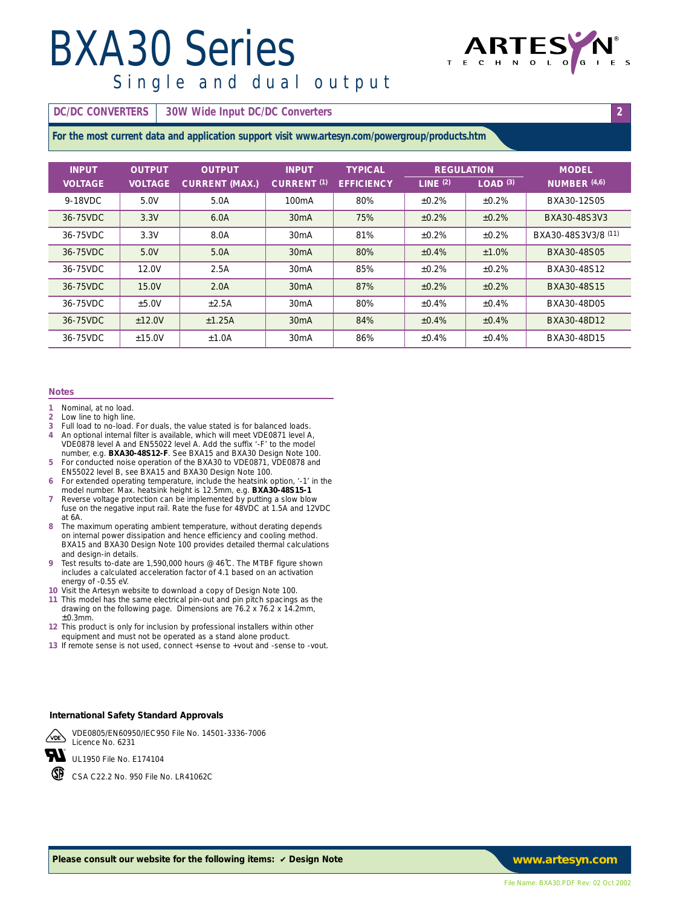# BXA30 Series

Single and dual output

**DC/DC CONVERTERS** | **30W Wide Input DC/DC Converters**

**For the most current data and application support visit www.artesyn.com/powergroup/products.htm**

| INPUT VOLTAGE | OUTPUT VOLTAGE | OUTPUT CURRENT (MAX.) | INPUT CURRENT (1) | TYPICAL EFFICIENCY | REGULATION | | MODEL NUMBER (4,6) |
|---|---|---|---|---|---|---|---|
| | | | | | LINE (2) | LOAD (3) | |
| 9-18VDC | 5.0V | 5.0A | 100mA | 80% | ±0.2% | ±0.2% | BXA30-12S05 |
| 36-75VDC | 3.3V | 6.0A | 30mA | 75% | ±0.2% | ±0.2% | BXA30-48S3V3 |
| 36-75VDC | 3.3V | 8.0A | 30mA | 81% | ±0.2% | ±0.2% | BXA30-48S3V3/8 (11) |
| 36-75VDC | 5.0V | 5.0A | 30mA | 80% | ±0.4% | ±1.0% | BXA30-48S05 |
| 36-75VDC | 12.0V | 2.5A | 30mA | 85% | ±0.2% | ±0.2% | BXA30-48S12 |
| 36-75VDC | 15.0V | 2.0A | 30mA | 87% | ±0.2% | ±0.2% | BXA30-48S15 |
| 36-75VDC | ±5.0V | ±2.5A | 30mA | 80% | ±0.4% | ±0.4% | BXA30-48D05 |
| 36-75VDC | ±12.0V | ±1.25A | 30mA | 84% | ±0.4% | ±0.4% | BXA30-48D12 |
| 36-75VDC | ±15.0V | ±1.0A | 30mA | 86% | ±0.4% | ±0.4% | BXA30-48D15 |

## Notes

1. Nominal, at no load.
2. Low line to high line.
3. Full load to no-load. For duals, the value stated is for balanced loads.
4. An optional internal filter is available, which will meet VDE0871 level A, VDE0878 level A and EN55022 level A. Add the suffix '-F' to the model number, e.g. **BXA30-48S12-F**. See BXA15 and BXA30 Design Note 100.
5. For conducted noise operation of the BXA30 to VDE0871, VDE0878 and EN55022 level B, see BXA15 and BXA30 Design Note 100.
6. For extended operating temperature, include the heatsink option, '-1' in the model number. Max. heatsink height is 12.5mm, e.g. **BXA30-48S15-1**
7. Reverse voltage protection can be implemented by putting a slow blow fuse on the negative input rail. Rate the fuse for 48VDC at 1.5A and 12VDC at 6A.
8. The maximum operating ambient temperature, without derating depends on internal power dissipation and hence efficiency and cooling method. BXA15 and BXA30 Design Note 100 provides detailed thermal calculations and design-in details.
9. Test results to-date are 1,590,000 hours @ 46°C. The MTBF figure shown includes a calculated acceleration factor of 4.1 based on an activation energy of -0.55 eV.
10. Visit the Artesyn website to download a copy of Design Note 100.
11. This model has the same electrical pin-out and pin pitch spacings as the drawing on the following page. Dimensions are 76.2 x 76.2 x 14.2mm, ±0.3mm.
12. This product is only for inclusion by professional installers within other equipment and must not be operated as a stand alone product.
13. If remote sense is not used, connect +sense to +vout and -sense to -vout.

### International Safety Standard Approvals

VDE0805/EN60950/IEC950 File No. 14501-3336-7006 Licence No. 6231

UL1950 File No. E174104

CSA C22.2 No. 950 File No. LR41062C

**Please consult our website for the following items: ✔ Design Note**

**www.artesyn.com**

File Name: BXA30.PDF Rev: 02 Oct 2002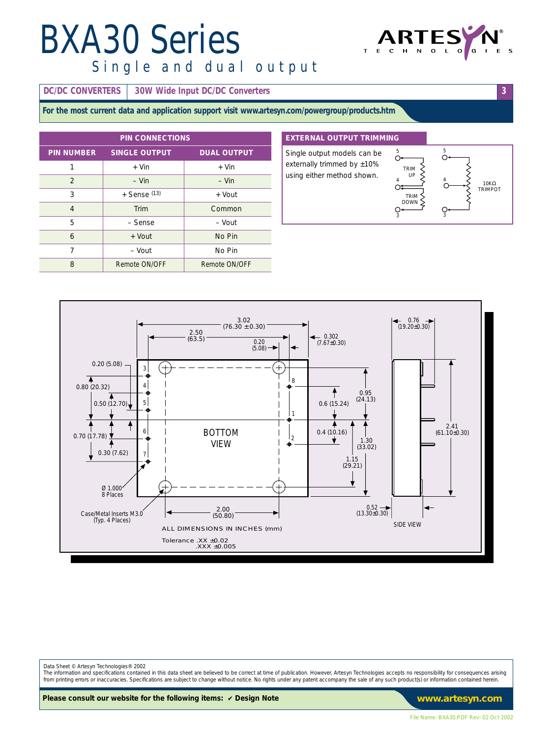# BXA30 Series

Single and dual output

DC/DC CONVERTERS | 30W Wide Input DC/DC Converters

**For the most current data and application support visit www.artesyn.com/powergroup/products.htm**

## PIN CONNECTIONS

| PIN NUMBER | SINGLE OUTPUT | DUAL OUTPUT |
|---|---|---|
| 1 | + Vin | + Vin |
| 2 | – Vin | – Vin |
| 3 | + Sense (13) | + Vout |
| 4 | Trim | Common |
| 5 | – Sense | – Vout |
| 6 | + Vout | No Pin |
| 7 | – Vout | No Pin |
| 8 | Remote ON/OFF | Remote ON/OFF |

## EXTERNAL OUTPUT TRIMMING

Single output models can be externally trimmed by ±10% using either method shown.

5
TRIM UP
4
TRIM DOWN
3
5
4
10KΩ TRIMPOT
3

3.02 (76.30 ±0.30)
2.50 (63.5)
0.20 (5.08)
0.302 (7.67±0.30)
0.76 (19.20±0.30)
0.20 (5.08)
0.80 (20.32)
0.50 (12.70)
0.70 (17.78)
0.30 (7.62)
0.6 (15.24)
0.95 (24.13)
0.4 (10.16)
1.30 (33.02)
1.15 (29.21)
2.41 (61.10±0.30)
BOTTOM VIEW
Ø 1.000 8 Places
Case/Metal Inserts M3.0 (Typ. 4 Places)
2.00 (50.80)
0.52 (13.30±0.30)
SIDE VIEW
ALL DIMENSIONS IN INCHES (mm)
Tolerance .XX ±0.02
.XXX ±0.005

Data Sheet © Artesyn Technologies® 2002
The information and specifications contained in this data sheet are believed to be correct at time of publication. However, Artesyn Technologies accepts no responsibility for consequences arising from printing errors or inaccuracies. Specifications are subject to change without notice. No rights under any patent accompany the sale of any such product(s) or information contained herein.

**Please consult our website for the following items: ✔ Design Note**

www.artesyn.com

File Name: BXA30.PDF Rev: 02 Oct 2002